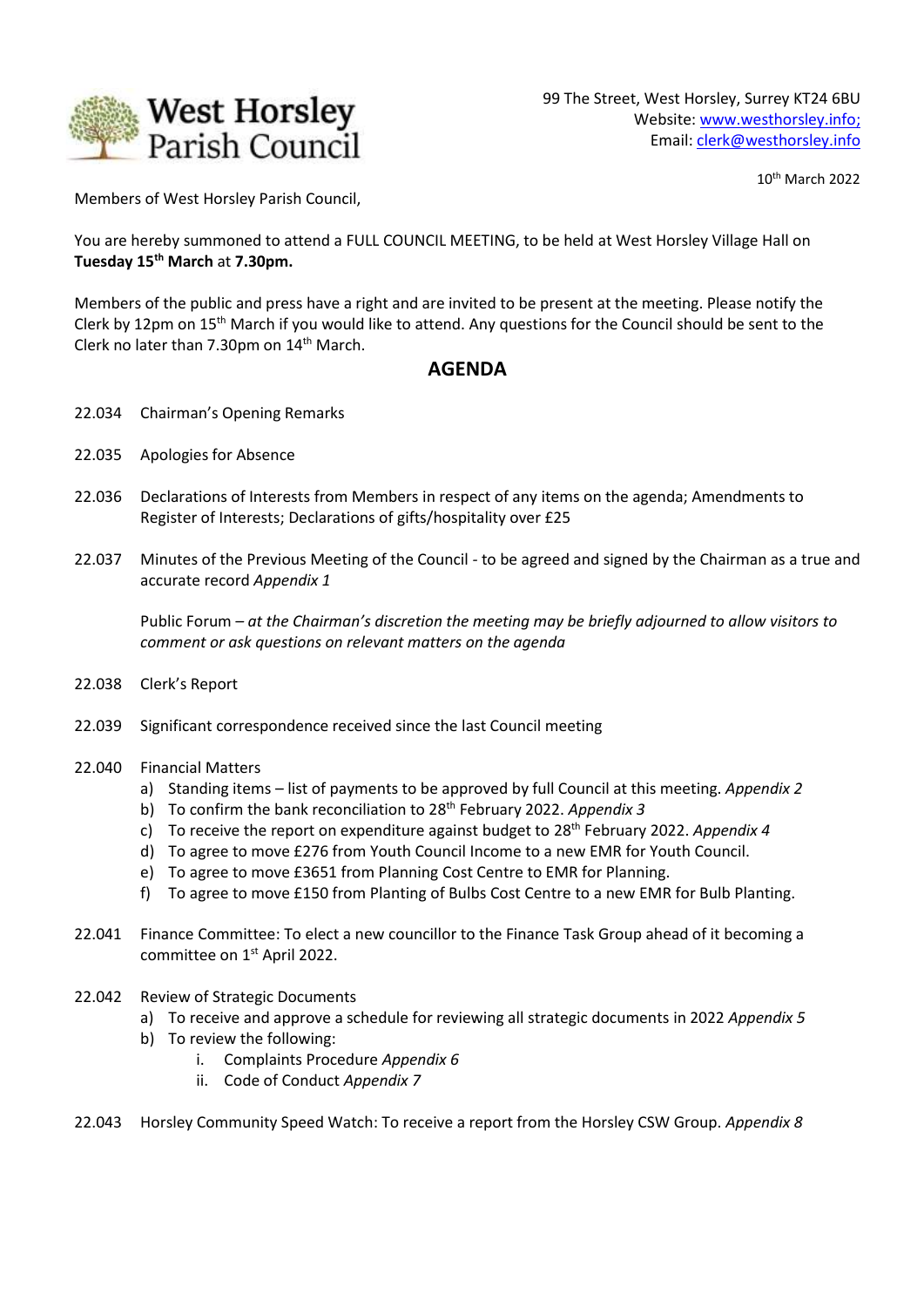# West Horsley Parish Council

99 The Street, West Horsley, Surrey KT24 6BU
Website: www.westhorsley.info;
Email: clerk@westhorsley.info

10th March 2022

Members of West Horsley Parish Council,

You are hereby summoned to attend a FULL COUNCIL MEETING, to be held at West Horsley Village Hall on **Tuesday 15th March** at **7.30pm.**

Members of the public and press have a right and are invited to be present at the meeting. Please notify the Clerk by 12pm on 15th March if you would like to attend. Any questions for the Council should be sent to the Clerk no later than 7.30pm on 14th March.

## AGENDA

22.034 Chairman's Opening Remarks

22.035 Apologies for Absence

22.036 Declarations of Interests from Members in respect of any items on the agenda; Amendments to Register of Interests; Declarations of gifts/hospitality over £25

22.037 Minutes of the Previous Meeting of the Council - to be agreed and signed by the Chairman as a true and accurate record *Appendix 1*

Public Forum – *at the Chairman's discretion the meeting may be briefly adjourned to allow visitors to comment or ask questions on relevant matters on the agenda*

22.038 Clerk's Report

22.039 Significant correspondence received since the last Council meeting

22.040 Financial Matters

a) Standing items – list of payments to be approved by full Council at this meeting. *Appendix 2*
b) To confirm the bank reconciliation to 28th February 2022. *Appendix 3*
c) To receive the report on expenditure against budget to 28th February 2022. *Appendix 4*
d) To agree to move £276 from Youth Council Income to a new EMR for Youth Council.
e) To agree to move £3651 from Planning Cost Centre to EMR for Planning.
f) To agree to move £150 from Planting of Bulbs Cost Centre to a new EMR for Bulb Planting.

22.041 Finance Committee: To elect a new councillor to the Finance Task Group ahead of it becoming a committee on 1st April 2022.

22.042 Review of Strategic Documents

a) To receive and approve a schedule for reviewing all strategic documents in 2022 *Appendix 5*
b) To review the following:
   i. Complaints Procedure *Appendix 6*
   ii. Code of Conduct *Appendix 7*

22.043 Horsley Community Speed Watch: To receive a report from the Horsley CSW Group. *Appendix 8*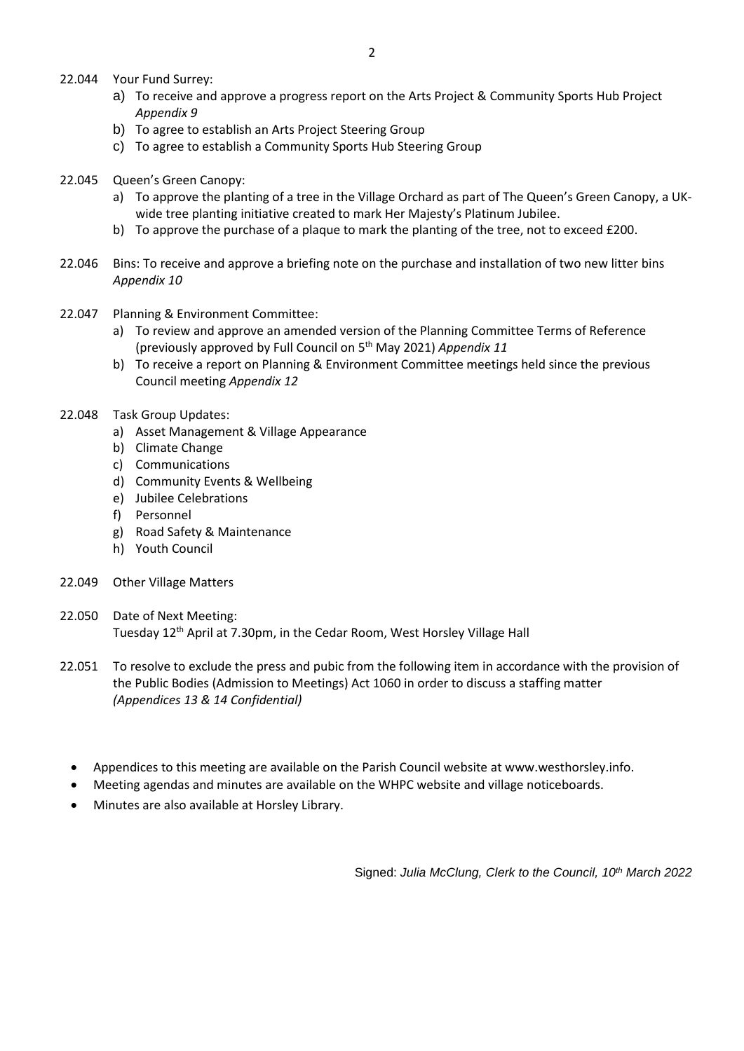22.044 Your Fund Surrey:

a) To receive and approve a progress report on the Arts Project & Community Sports Hub Project *Appendix 9*
b) To agree to establish an Arts Project Steering Group
c) To agree to establish a Community Sports Hub Steering Group

22.045 Queen's Green Canopy:

a) To approve the planting of a tree in the Village Orchard as part of The Queen's Green Canopy, a UK-wide tree planting initiative created to mark Her Majesty's Platinum Jubilee.
b) To approve the purchase of a plaque to mark the planting of the tree, not to exceed £200.

22.046 Bins: To receive and approve a briefing note on the purchase and installation of two new litter bins *Appendix 10*

22.047 Planning & Environment Committee:

a) To review and approve an amended version of the Planning Committee Terms of Reference (previously approved by Full Council on 5th May 2021) *Appendix 11*
b) To receive a report on Planning & Environment Committee meetings held since the previous Council meeting *Appendix 12*

22.048 Task Group Updates:

a) Asset Management & Village Appearance
b) Climate Change
c) Communications
d) Community Events & Wellbeing
e) Jubilee Celebrations
f) Personnel
g) Road Safety & Maintenance
h) Youth Council

22.049 Other Village Matters

22.050 Date of Next Meeting:
Tuesday 12th April at 7.30pm, in the Cedar Room, West Horsley Village Hall

22.051 To resolve to exclude the press and pubic from the following item in accordance with the provision of the Public Bodies (Admission to Meetings) Act 1060 in order to discuss a staffing matter *(Appendices 13 & 14 Confidential)*

- Appendices to this meeting are available on the Parish Council website at www.westhorsley.info.
- Meeting agendas and minutes are available on the WHPC website and village noticeboards.
- Minutes are also available at Horsley Library.

Signed: *Julia McClung, Clerk to the Council, 10th March 2022*